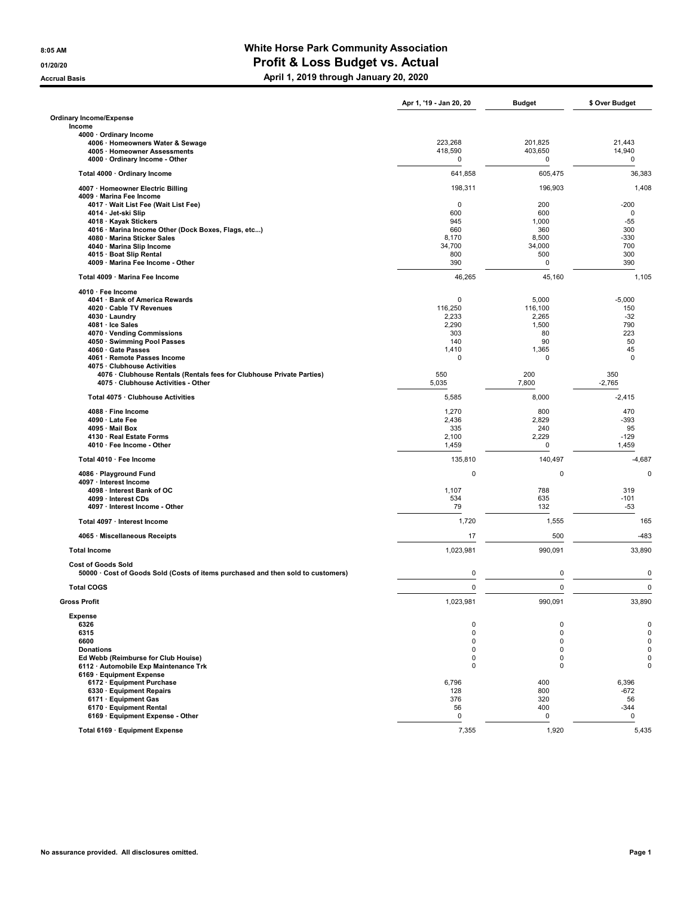# White Horse Park Community Association

## Profit & Loss Budget vs. Actual

### April 1, 2019 through January 20, 2020

8:05 AM
01/20/20
Accrual Basis

| | Apr 1, '19 - Jan 20, 20 | Budget | $ Over Budget |
|---|---|---|---|
| **Ordinary Income/Expense** | | | |
| **Income** | | | |
| **4000 · Ordinary Income** | | | |
| 4006 · Homeowners Water & Sewage | 223,268 | 201,825 | 21,443 |
| 4005 · Homeowner Assessments | 418,590 | 403,650 | 14,940 |
| 4000 · Ordinary Income - Other | 0 | 0 | 0 |
| **Total 4000 · Ordinary Income** | 641,858 | 605,475 | 36,383 |
| 4007 · Homeowner Electric Billing | 198,311 | 196,903 | 1,408 |
| **4009 · Marina Fee Income** | | | |
| 4017 · Wait List Fee (Wait List Fee) | 0 | 200 | -200 |
| 4014 · Jet-ski Slip | 600 | 600 | 0 |
| 4018 · Kayak Stickers | 945 | 1,000 | -55 |
| 4016 · Marina Income Other (Dock Boxes, Flags, etc...) | 660 | 360 | 300 |
| 4080 · Marina Sticker Sales | 8,170 | 8,500 | -330 |
| 4040 · Marina Slip Income | 34,700 | 34,000 | 700 |
| 4015 · Boat Slip Rental | 800 | 500 | 300 |
| 4009 · Marina Fee Income - Other | 390 | 0 | 390 |
| **Total 4009 · Marina Fee Income** | 46,265 | 45,160 | 1,105 |
| **4010 · Fee Income** | | | |
| 4041 · Bank of America Rewards | 0 | 5,000 | -5,000 |
| 4020 · Cable TV Revenues | 116,250 | 116,100 | 150 |
| 4030 · Laundry | 2,233 | 2,265 | -32 |
| 4081 · Ice Sales | 2,290 | 1,500 | 790 |
| 4070 · Vending Commissions | 303 | 80 | 223 |
| 4050 · Swimming Pool Passes | 140 | 90 | 50 |
| 4060 · Gate Passes | 1,410 | 1,365 | 45 |
| 4061 · Remote Passes Income | 0 | 0 | 0 |
| **4075 · Clubhouse Activities** | | | |
| 4076 · Clubhouse Rentals (Rentals fees for Clubhouse Private Parties) | 550 | 200 | 350 |
| 4075 · Clubhouse Activities - Other | 5,035 | 7,800 | -2,765 |
| **Total 4075 · Clubhouse Activities** | 5,585 | 8,000 | -2,415 |
| 4088 · Fine Income | 1,270 | 800 | 470 |
| 4090 · Late Fee | 2,436 | 2,829 | -393 |
| 4095 · Mail Box | 335 | 240 | 95 |
| 4130 · Real Estate Forms | 2,100 | 2,229 | -129 |
| 4010 · Fee Income - Other | 1,459 | 0 | 1,459 |
| **Total 4010 · Fee Income** | 135,810 | 140,497 | -4,687 |
| 4086 · Playground Fund | 0 | 0 | 0 |
| **4097 · Interest Income** | | | |
| 4098 · Interest Bank of OC | 1,107 | 788 | 319 |
| 4099 · Interest CDs | 534 | 635 | -101 |
| 4097 · Interest Income - Other | 79 | 132 | -53 |
| **Total 4097 · Interest Income** | 1,720 | 1,555 | 165 |
| 4065 · Miscellaneous Receipts | 17 | 500 | -483 |
| **Total Income** | 1,023,981 | 990,091 | 33,890 |
| **Cost of Goods Sold** | | | |
| 50000 · Cost of Goods Sold (Costs of items purchased and then sold to customers) | 0 | 0 | 0 |
| **Total COGS** | 0 | 0 | 0 |
| **Gross Profit** | 1,023,981 | 990,091 | 33,890 |
| **Expense** | | | |
| 6326 | 0 | 0 | 0 |
| 6315 | 0 | 0 | 0 |
| 6600 | 0 | 0 | 0 |
| Donations | 0 | 0 | 0 |
| Ed Webb (Reimburse for Club Houise) | 0 | 0 | 0 |
| 6112 · Automobile Exp Maintenance Trk | 0 | 0 | 0 |
| **6169 · Equipment Expense** | | | |
| 6172 · Equipment Purchase | 6,796 | 400 | 6,396 |
| 6330 · Equipment Repairs | 128 | 800 | -672 |
| 6171 · Equipment Gas | 376 | 320 | 56 |
| 6170 · Equipment Rental | 56 | 400 | -344 |
| 6169 · Equipment Expense - Other | 0 | 0 | 0 |
| **Total 6169 · Equipment Expense** | 7,355 | 1,920 | 5,435 |

No assurance provided. All disclosures omitted.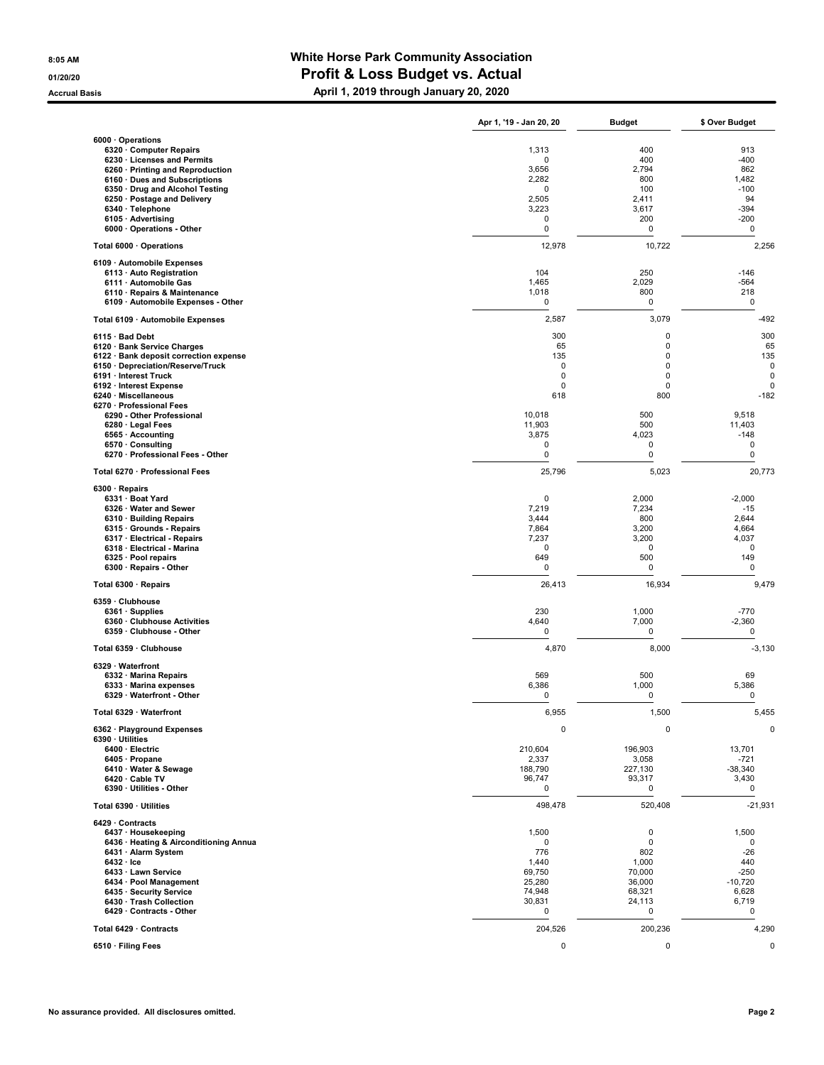# White Horse Park Community Association

## Profit & Loss Budget vs. Actual

**Accrual Basis** — April 1, 2019 through January 20, 2020

8:05 AM
01/20/20

| | Apr 1, '19 - Jan 20, 20 | Budget | $ Over Budget |
|---|---|---|---|
| **6000 · Operations** | | | |
| 6320 · Computer Repairs | 1,313 | 400 | 913 |
| 6230 · Licenses and Permits | 0 | 400 | -400 |
| 6260 · Printing and Reproduction | 3,656 | 2,794 | 862 |
| 6160 · Dues and Subscriptions | 2,282 | 800 | 1,482 |
| 6350 · Drug and Alcohol Testing | 0 | 100 | -100 |
| 6250 · Postage and Delivery | 2,505 | 2,411 | 94 |
| 6340 · Telephone | 3,223 | 3,617 | -394 |
| 6105 · Advertising | 0 | 200 | -200 |
| 6000 · Operations - Other | 0 | 0 | 0 |
| **Total 6000 · Operations** | 12,978 | 10,722 | 2,256 |
| **6109 · Automobile Expenses** | | | |
| 6113 · Auto Registration | 104 | 250 | -146 |
| 6111 · Automobile Gas | 1,465 | 2,029 | -564 |
| 6110 · Repairs & Maintenance | 1,018 | 800 | 218 |
| 6109 · Automobile Expenses - Other | 0 | 0 | 0 |
| **Total 6109 · Automobile Expenses** | 2,587 | 3,079 | -492 |
| 6115 · Bad Debt | 300 | 0 | 300 |
| 6120 · Bank Service Charges | 65 | 0 | 65 |
| 6122 · Bank deposit correction expense | 135 | 0 | 135 |
| 6150 · Depreciation/Reserve/Truck | 0 | 0 | 0 |
| 6191 · Interest Truck | 0 | 0 | 0 |
| 6192 · Interest Expense | 0 | 0 | 0 |
| 6240 · Miscellaneous | 618 | 800 | -182 |
| **6270 · Professional Fees** | | | |
| 6290 - Other Professional | 10,018 | 500 | 9,518 |
| 6280 · Legal Fees | 11,903 | 500 | 11,403 |
| 6565 · Accounting | 3,875 | 4,023 | -148 |
| 6570 · Consulting | 0 | 0 | 0 |
| 6270 · Professional Fees - Other | 0 | 0 | 0 |
| **Total 6270 · Professional Fees** | 25,796 | 5,023 | 20,773 |
| **6300 · Repairs** | | | |
| 6331 · Boat Yard | 0 | 2,000 | -2,000 |
| 6326 · Water and Sewer | 7,219 | 7,234 | -15 |
| 6310 · Building Repairs | 3,444 | 800 | 2,644 |
| 6315 · Grounds - Repairs | 7,864 | 3,200 | 4,664 |
| 6317 · Electrical - Repairs | 7,237 | 3,200 | 4,037 |
| 6318 · Electrical - Marina | 0 | 0 | 0 |
| 6325 · Pool repairs | 649 | 500 | 149 |
| 6300 · Repairs - Other | 0 | 0 | 0 |
| **Total 6300 · Repairs** | 26,413 | 16,934 | 9,479 |
| **6359 · Clubhouse** | | | |
| 6361 · Supplies | 230 | 1,000 | -770 |
| 6360 · Clubhouse Activities | 4,640 | 7,000 | -2,360 |
| 6359 · Clubhouse - Other | 0 | 0 | 0 |
| **Total 6359 · Clubhouse** | 4,870 | 8,000 | -3,130 |
| **6329 · Waterfront** | | | |
| 6332 · Marina Repairs | 569 | 500 | 69 |
| 6333 · Marina expenses | 6,386 | 1,000 | 5,386 |
| 6329 · Waterfront - Other | 0 | 0 | 0 |
| **Total 6329 · Waterfront** | 6,955 | 1,500 | 5,455 |
| 6362 · Playground Expenses | 0 | 0 | 0 |
| **6390 · Utilities** | | | |
| 6400 · Electric | 210,604 | 196,903 | 13,701 |
| 6405 · Propane | 2,337 | 3,058 | -721 |
| 6410 · Water & Sewage | 188,790 | 227,130 | -38,340 |
| 6420 · Cable TV | 96,747 | 93,317 | 3,430 |
| 6390 · Utilities - Other | 0 | 0 | 0 |
| **Total 6390 · Utilities** | 498,478 | 520,408 | -21,931 |
| **6429 · Contracts** | | | |
| 6437 · Housekeeping | 1,500 | 0 | 1,500 |
| 6436 · Heating & Airconditioning Annua | 0 | 0 | 0 |
| 6431 · Alarm System | 776 | 802 | -26 |
| 6432 · Ice | 1,440 | 1,000 | 440 |
| 6433 · Lawn Service | 69,750 | 70,000 | -250 |
| 6434 · Pool Management | 25,280 | 36,000 | -10,720 |
| 6435 · Security Service | 74,948 | 68,321 | 6,628 |
| 6430 · Trash Collection | 30,831 | 24,113 | 6,719 |
| 6429 · Contracts - Other | 0 | 0 | 0 |
| **Total 6429 · Contracts** | 204,526 | 200,236 | 4,290 |
| 6510 · Filing Fees | 0 | 0 | 0 |

No assurance provided. All disclosures omitted.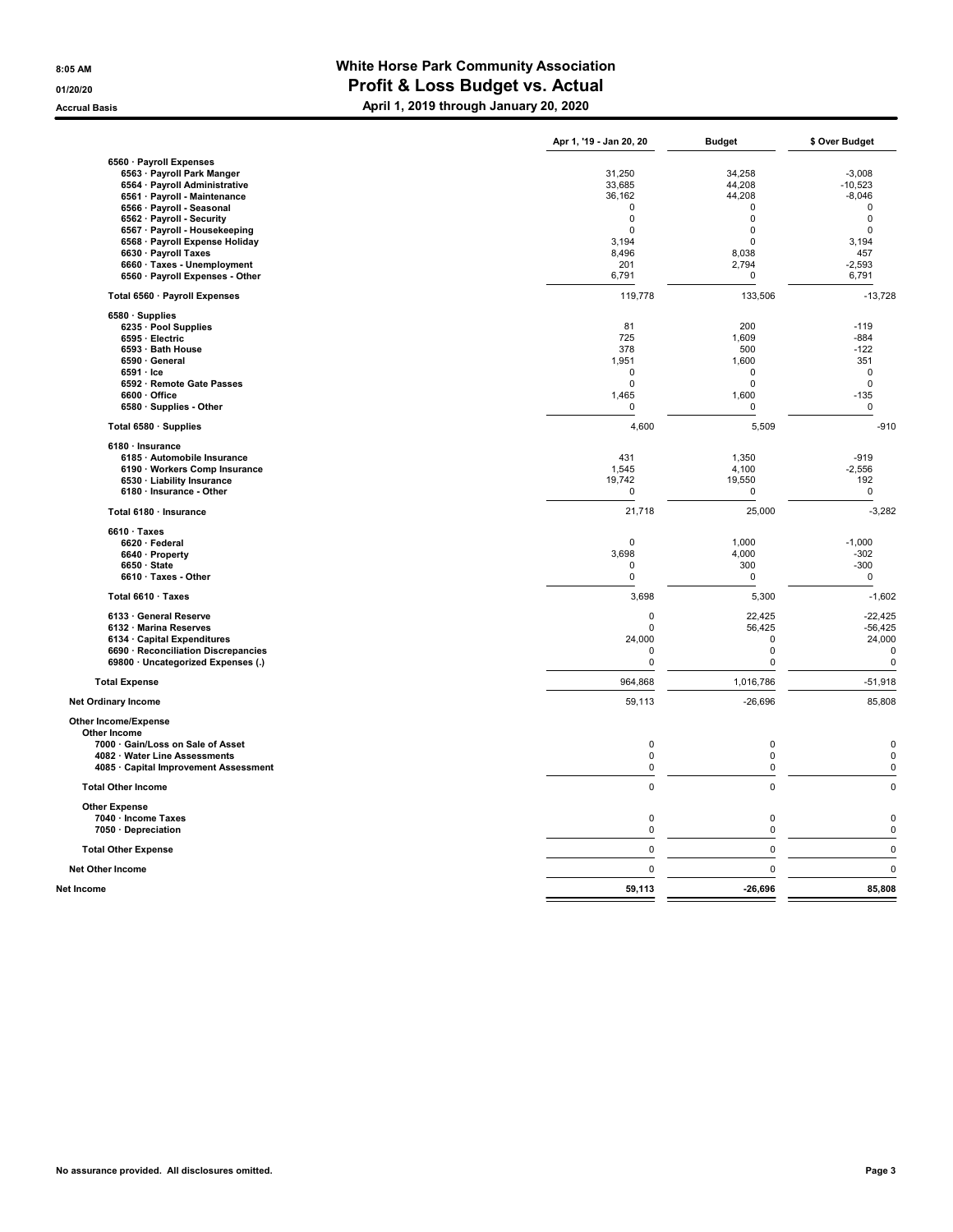# White Horse Park Community Association

## Profit & Loss Budget vs. Actual

### April 1, 2019 through January 20, 2020

8:05 AM
01/20/20
Accrual Basis

| | Apr 1, '19 - Jan 20, 20 | Budget | $ Over Budget |
|---|---|---|---|
| 6560 · Payroll Expenses | | | |
| 6563 · Payroll Park Manger | 31,250 | 34,258 | -3,008 |
| 6564 · Payroll Administrative | 33,685 | 44,208 | -10,523 |
| 6561 · Payroll - Maintenance | 36,162 | 44,208 | -8,046 |
| 6566 · Payroll - Seasonal | 0 | 0 | 0 |
| 6562 · Payroll - Security | 0 | 0 | 0 |
| 6567 · Payroll - Housekeeping | 0 | 0 | 0 |
| 6568 · Payroll Expense Holiday | 3,194 | 0 | 3,194 |
| 6630 · Payroll Taxes | 8,496 | 8,038 | 457 |
| 6660 · Taxes - Unemployment | 201 | 2,794 | -2,593 |
| 6560 · Payroll Expenses - Other | 6,791 | 0 | 6,791 |
| Total 6560 · Payroll Expenses | 119,778 | 133,506 | -13,728 |
| 6580 · Supplies | | | |
| 6235 · Pool Supplies | 81 | 200 | -119 |
| 6595 · Electric | 725 | 1,609 | -884 |
| 6593 · Bath House | 378 | 500 | -122 |
| 6590 · General | 1,951 | 1,600 | 351 |
| 6591 · Ice | 0 | 0 | 0 |
| 6592 · Remote Gate Passes | 0 | 0 | 0 |
| 6600 · Office | 1,465 | 1,600 | -135 |
| 6580 · Supplies - Other | 0 | 0 | 0 |
| Total 6580 · Supplies | 4,600 | 5,509 | -910 |
| 6180 · Insurance | | | |
| 6185 · Automobile Insurance | 431 | 1,350 | -919 |
| 6190 · Workers Comp Insurance | 1,545 | 4,100 | -2,556 |
| 6530 · Liability Insurance | 19,742 | 19,550 | 192 |
| 6180 · Insurance - Other | 0 | 0 | 0 |
| Total 6180 · Insurance | 21,718 | 25,000 | -3,282 |
| 6610 · Taxes | | | |
| 6620 · Federal | 0 | 1,000 | -1,000 |
| 6640 · Property | 3,698 | 4,000 | -302 |
| 6650 · State | 0 | 300 | -300 |
| 6610 · Taxes - Other | 0 | 0 | 0 |
| Total 6610 · Taxes | 3,698 | 5,300 | -1,602 |
| 6133 · General Reserve | 0 | 22,425 | -22,425 |
| 6132 · Marina Reserves | 0 | 56,425 | -56,425 |
| 6134 · Capital Expenditures | 24,000 | 0 | 24,000 |
| 6690 · Reconciliation Discrepancies | 0 | 0 | 0 |
| 69800 · Uncategorized Expenses (.) | 0 | 0 | 0 |
| Total Expense | 964,868 | 1,016,786 | -51,918 |
| Net Ordinary Income | 59,113 | -26,696 | 85,808 |
| Other Income/Expense | | | |
| Other Income | | | |
| 7000 · Gain/Loss on Sale of Asset | 0 | 0 | 0 |
| 4082 · Water Line Assessments | 0 | 0 | 0 |
| 4085 · Capital Improvement Assessment | 0 | 0 | 0 |
| Total Other Income | 0 | 0 | 0 |
| Other Expense | | | |
| 7040 · Income Taxes | 0 | 0 | 0 |
| 7050 · Depreciation | 0 | 0 | 0 |
| Total Other Expense | 0 | 0 | 0 |
| Net Other Income | 0 | 0 | 0 |
| **Net Income** | **59,113** | **-26,696** | **85,808** |

No assurance provided. All disclosures omitted.